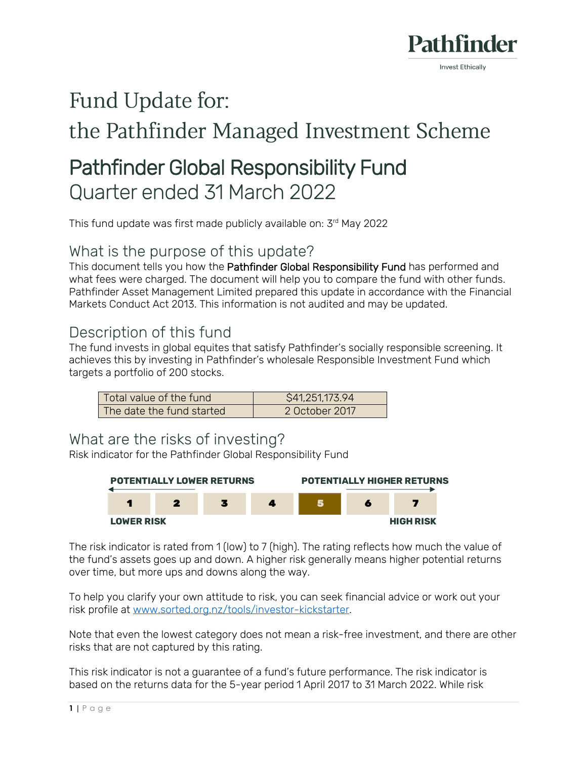Pathfinder

Invest Ethically

# Fund Update for:
# the Pathfinder Managed Investment Scheme

## Pathfinder Global Responsibility Fund
## Quarter ended 31 March 2022

This fund update was first made publicly available on: 3rd May 2022

### What is the purpose of this update?

This document tells you how the **Pathfinder Global Responsibility Fund** has performed and what fees were charged. The document will help you to compare the fund with other funds. Pathfinder Asset Management Limited prepared this update in accordance with the Financial Markets Conduct Act 2013. This information is not audited and may be updated.

### Description of this fund

The fund invests in global equites that satisfy Pathfinder's socially responsible screening. It achieves this by investing in Pathfinder's wholesale Responsible Investment Fund which targets a portfolio of 200 stocks.

| | |
|---|---|
| Total value of the fund | $41,251,173.94 |
| The date the fund started | 2 October 2017 |

### What are the risks of investing?

Risk indicator for the Pathfinder Global Responsibility Fund

| POTENTIALLY LOWER RETURNS | | | | | | POTENTIALLY HIGHER RETURNS |
|---|---|---|---|---|---|---|
| 1 | 2 | 3 | 4 | **5** | 6 | 7 |
| LOWER RISK | | | | | | HIGH RISK |

The risk indicator is rated from 1 (low) to 7 (high). The rating reflects how much the value of the fund's assets goes up and down. A higher risk generally means higher potential returns over time, but more ups and downs along the way.

To help you clarify your own attitude to risk, you can seek financial advice or work out your risk profile at www.sorted.org.nz/tools/investor-kickstarter.

Note that even the lowest category does not mean a risk-free investment, and there are other risks that are not captured by this rating.

This risk indicator is not a guarantee of a fund's future performance. The risk indicator is based on the returns data for the 5-year period 1 April 2017 to 31 March 2022. While risk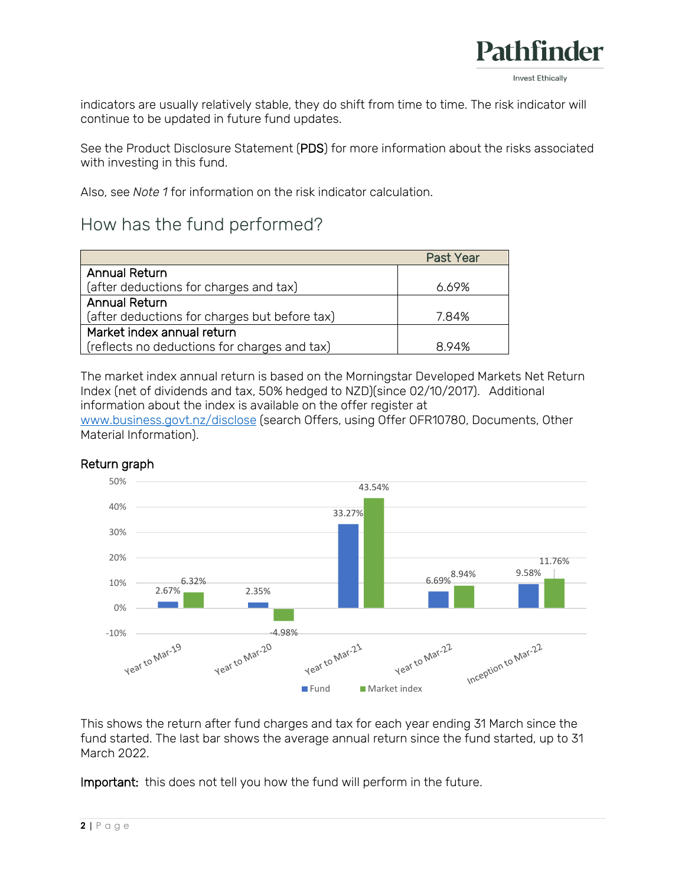indicators are usually relatively stable, they do shift from time to time. The risk indicator will continue to be updated in future fund updates.

See the Product Disclosure Statement (**PDS**) for more information about the risks associated with investing in this fund.

Also, see *Note 1* for information on the risk indicator calculation.

## How has the fund performed?

| | Past Year |
|---|---|
| Annual Return<br>(after deductions for charges and tax) | 6.69% |
| Annual Return<br>(after deductions for charges but before tax) | 7.84% |
| Market index annual return<br>(reflects no deductions for charges and tax) | 8.94% |

The market index annual return is based on the Morningstar Developed Markets Net Return Index (net of dividends and tax, 50% hedged to NZD)(since 02/10/2017). Additional information about the index is available on the offer register at [www.business.govt.nz/disclose](http://www.business.govt.nz/disclose) (search Offers, using Offer OFR10780, Documents, Other Material Information).

### Return graph

| | Fund | Market index |
|---|---|---|
| Year to Mar-19 | 2.67% | 6.32% |
| Year to Mar-20 | 2.35% | -4.98% |
| Year to Mar-21 | 33.27% | 43.54% |
| Year to Mar-22 | 6.69% | 8.94% |
| Inception to Mar-22 | 9.58% | 11.76% |

This shows the return after fund charges and tax for each year ending 31 March since the fund started. The last bar shows the average annual return since the fund started, up to 31 March 2022.

**Important:** this does not tell you how the fund will perform in the future.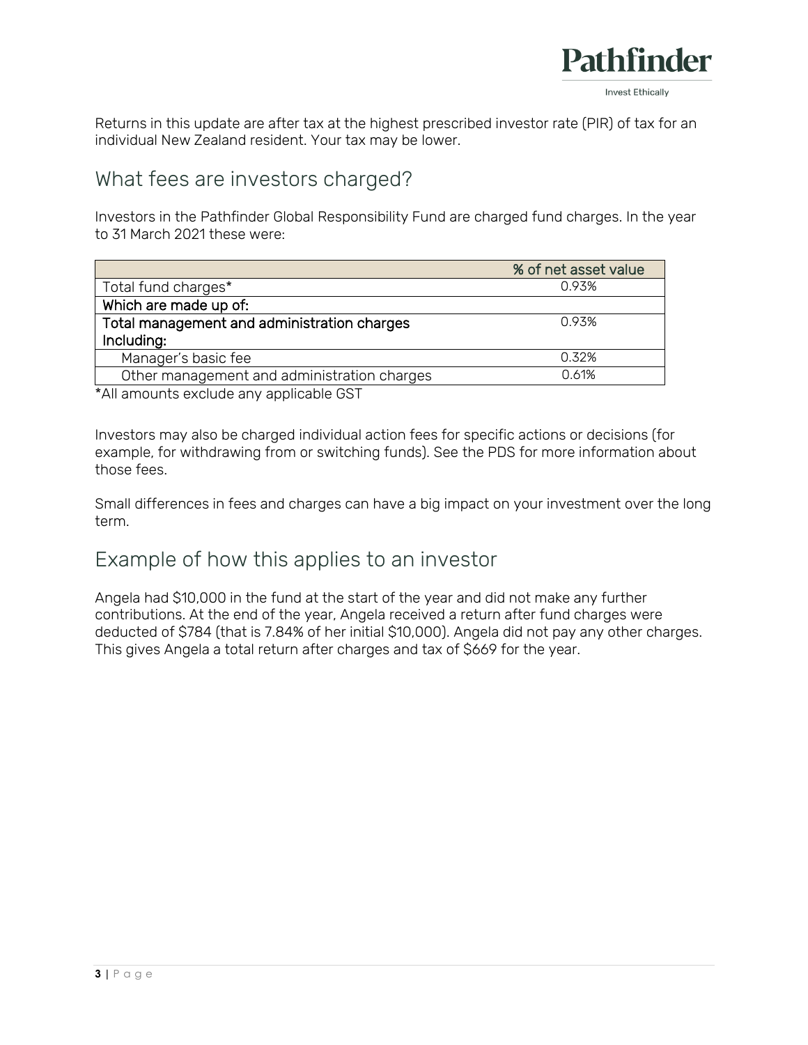Returns in this update are after tax at the highest prescribed investor rate (PIR) of tax for an individual New Zealand resident. Your tax may be lower.

## What fees are investors charged?

Investors in the Pathfinder Global Responsibility Fund are charged fund charges. In the year to 31 March 2021 these were:

| | % of net asset value |
|---|---|
| Total fund charges* | 0.93% |
| Which are made up of: | |
| Total management and administration charges Including: | 0.93% |
| Manager's basic fee | 0.32% |
| Other management and administration charges | 0.61% |

*All amounts exclude any applicable GST

Investors may also be charged individual action fees for specific actions or decisions (for example, for withdrawing from or switching funds). See the PDS for more information about those fees.

Small differences in fees and charges can have a big impact on your investment over the long term.

## Example of how this applies to an investor

Angela had $10,000 in the fund at the start of the year and did not make any further contributions. At the end of the year, Angela received a return after fund charges were deducted of $784 (that is 7.84% of her initial $10,000). Angela did not pay any other charges. This gives Angela a total return after charges and tax of $669 for the year.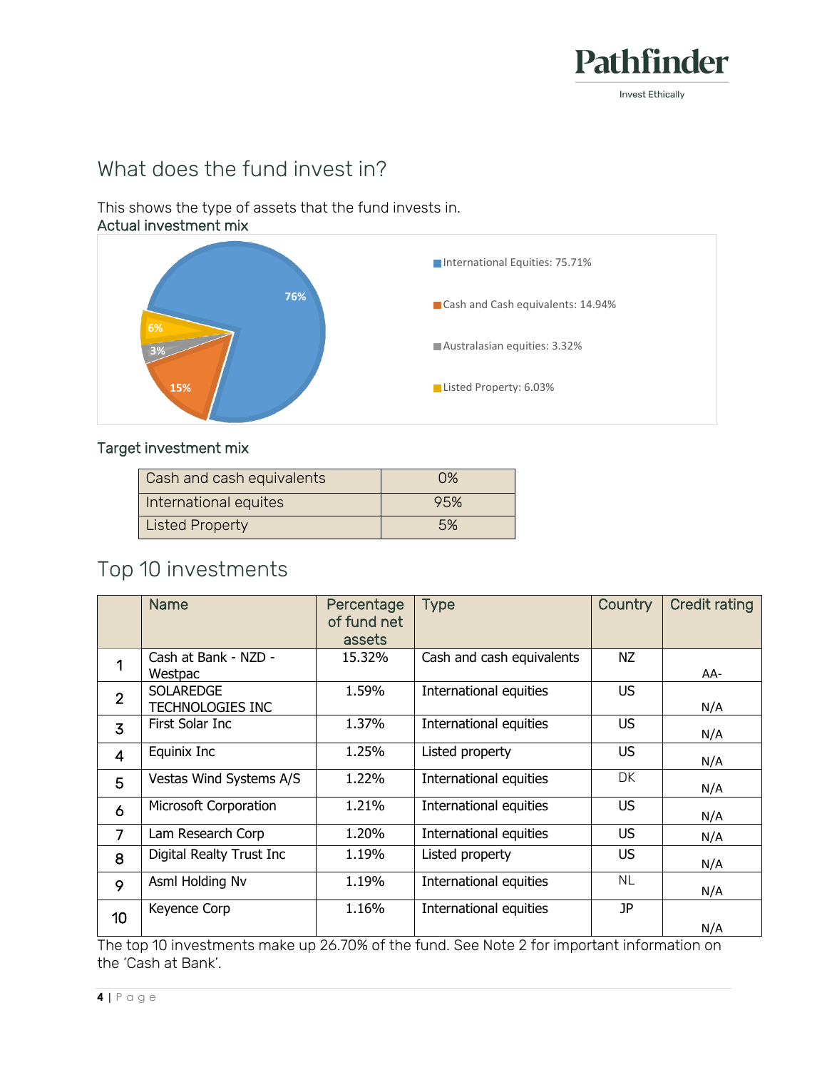## What does the fund invest in?

This shows the type of assets that the fund invests in.

### Actual investment mix

- International Equities: 75.71%
- Cash and Cash equivalents: 14.94%
- Australasian equities: 3.32%
- Listed Property: 6.03%

### Target investment mix

| Cash and cash equivalents | 0% |
|---|---|
| International equites | 95% |
| Listed Property | 5% |

## Top 10 investments

| | Name | Percentage of fund net assets | Type | Country | Credit rating |
|---|---|---|---|---|---|
| 1 | Cash at Bank - NZD - Westpac | 15.32% | Cash and cash equivalents | NZ | AA- |
| 2 | SOLAREDGE TECHNOLOGIES INC | 1.59% | International equities | US | N/A |
| 3 | First Solar Inc | 1.37% | International equities | US | N/A |
| 4 | Equinix Inc | 1.25% | Listed property | US | N/A |
| 5 | Vestas Wind Systems A/S | 1.22% | International equities | DK | N/A |
| 6 | Microsoft Corporation | 1.21% | International equities | US | N/A |
| 7 | Lam Research Corp | 1.20% | International equities | US | N/A |
| 8 | Digital Realty Trust Inc | 1.19% | Listed property | US | N/A |
| 9 | Asml Holding Nv | 1.19% | International equities | NL | N/A |
| 10 | Keyence Corp | 1.16% | International equities | JP | N/A |

The top 10 investments make up 26.70% of the fund. See Note 2 for important information on the 'Cash at Bank'.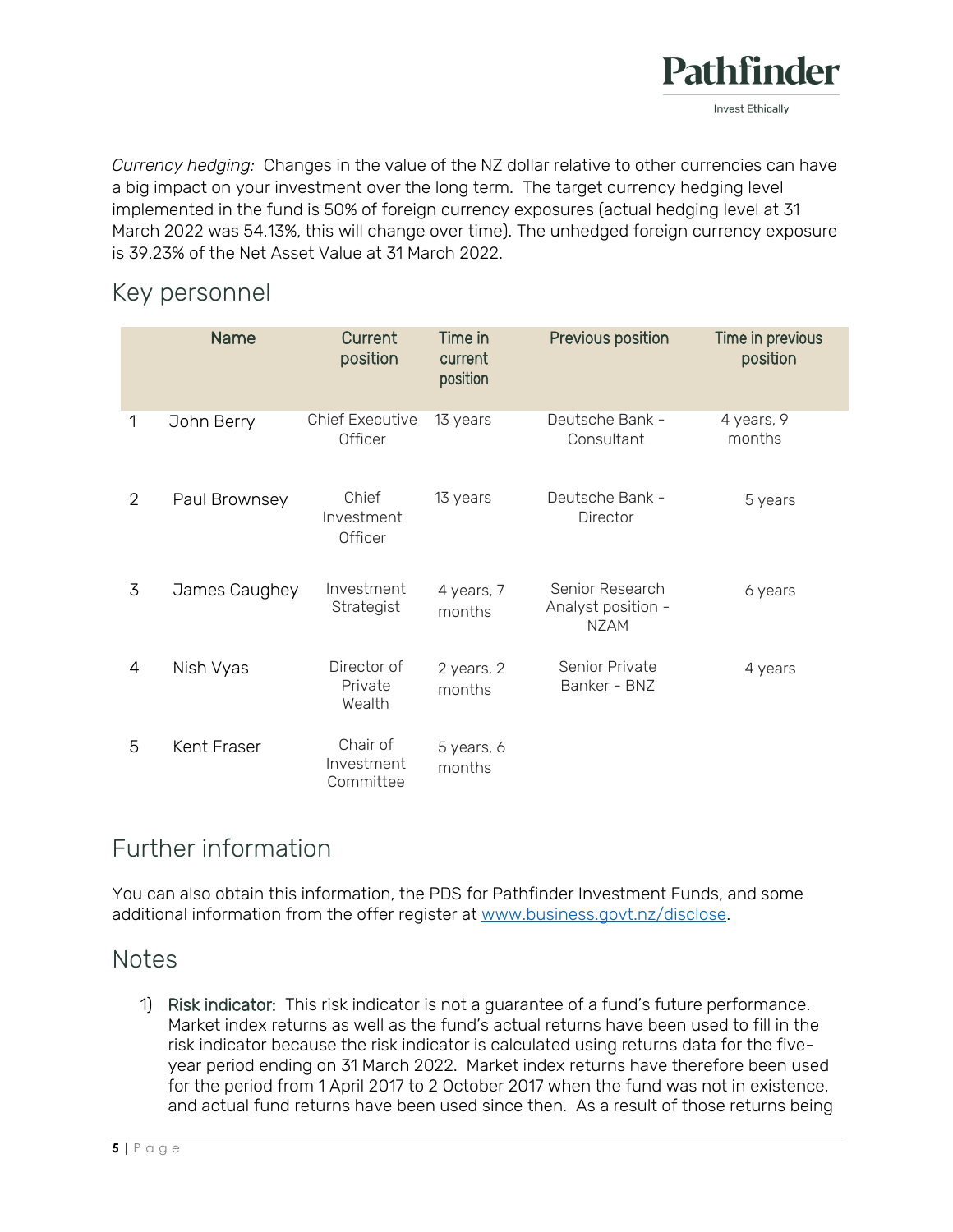*Currency hedging:* Changes in the value of the NZ dollar relative to other currencies can have a big impact on your investment over the long term. The target currency hedging level implemented in the fund is 50% of foreign currency exposures (actual hedging level at 31 March 2022 was 54.13%, this will change over time). The unhedged foreign currency exposure is 39.23% of the Net Asset Value at 31 March 2022.

## Key personnel

| | Name | Current position | Time in current position | Previous position | Time in previous position |
|---|---|---|---|---|---|
| 1 | John Berry | Chief Executive Officer | 13 years | Deutsche Bank - Consultant | 4 years, 9 months |
| 2 | Paul Brownsey | Chief Investment Officer | 13 years | Deutsche Bank - Director | 5 years |
| 3 | James Caughey | Investment Strategist | 4 years, 7 months | Senior Research Analyst position - NZAM | 6 years |
| 4 | Nish Vyas | Director of Private Wealth | 2 years, 2 months | Senior Private Banker - BNZ | 4 years |
| 5 | Kent Fraser | Chair of Investment Committee | 5 years, 6 months | | |

## Further information

You can also obtain this information, the PDS for Pathfinder Investment Funds, and some additional information from the offer register at [www.business.govt.nz/disclose](www.business.govt.nz/disclose).

## Notes

1) Risk indicator: This risk indicator is not a guarantee of a fund's future performance. Market index returns as well as the fund's actual returns have been used to fill in the risk indicator because the risk indicator is calculated using returns data for the five-year period ending on 31 March 2022. Market index returns have therefore been used for the period from 1 April 2017 to 2 October 2017 when the fund was not in existence, and actual fund returns have been used since then. As a result of those returns being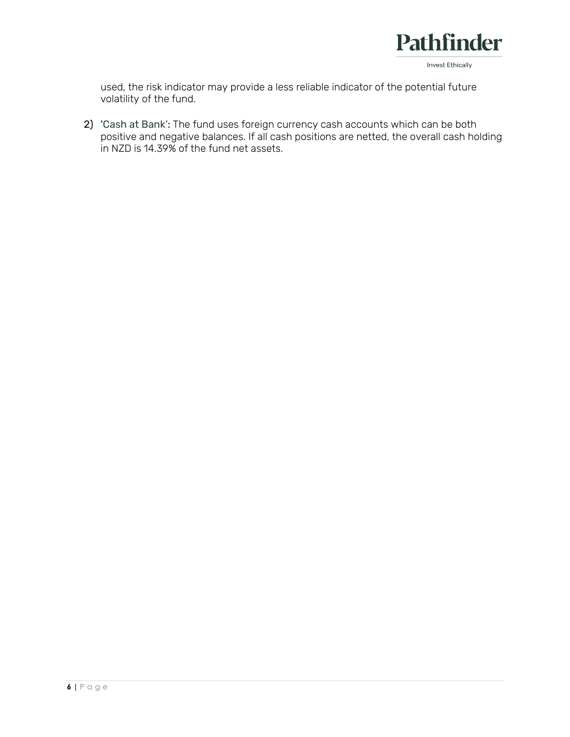used, the risk indicator may provide a less reliable indicator of the potential future volatility of the fund.

2) 'Cash at Bank': The fund uses foreign currency cash accounts which can be both positive and negative balances. If all cash positions are netted, the overall cash holding in NZD is 14.39% of the fund net assets.